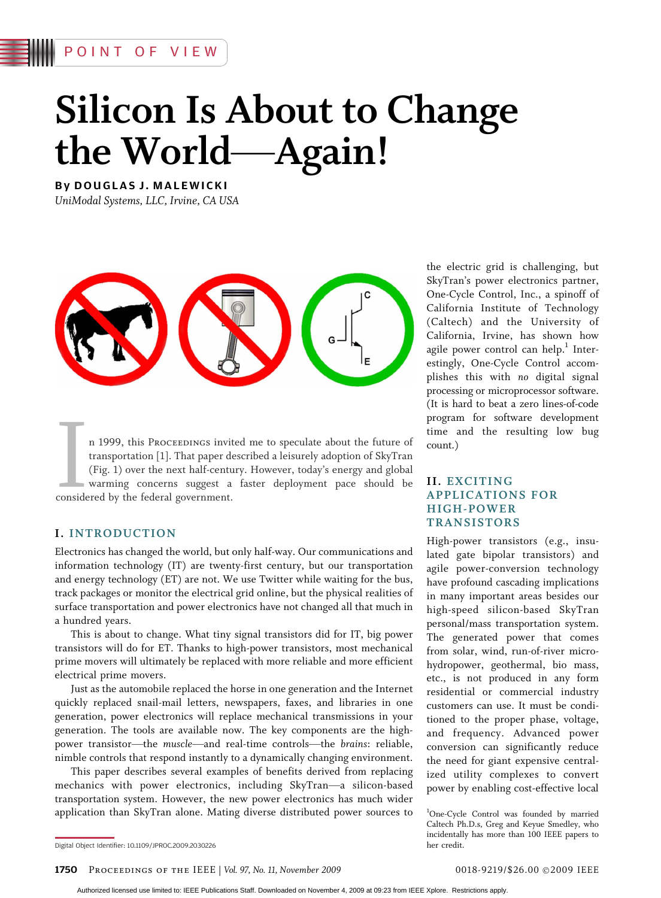POINT OF VIEW

# Silicon Is About to Change the World—Again!

**By DOUGLAS J. MALEWICKI**
*UniModal Systems, LLC, Irvine, CA USA*

In 1999, this PROCEEDINGS invited me to speculate about the future of transportation [1]. That paper described a leisurely adoption of SkyTran (Fig. 1) over the next half-century. However, today's energy and global warming concerns suggest a faster deployment pace should be considered by the federal government.

## I. INTRODUCTION

Electronics has changed the world, but only half-way. Our communications and information technology (IT) are twenty-first century, but our transportation and energy technology (ET) are not. We use Twitter while waiting for the bus, track packages or monitor the electrical grid online, but the physical realities of surface transportation and power electronics have not changed all that much in a hundred years.

This is about to change. What tiny signal transistors did for IT, big power transistors will do for ET. Thanks to high-power transistors, most mechanical prime movers will ultimately be replaced with more reliable and more efficient electrical prime movers.

Just as the automobile replaced the horse in one generation and the Internet quickly replaced snail-mail letters, newspapers, faxes, and libraries in one generation, power electronics will replace mechanical transmissions in your generation. The tools are available now. The key components are the high-power transistor—the *muscle*—and real-time controls—the *brains*: reliable, nimble controls that respond instantly to a dynamically changing environment.

This paper describes several examples of benefits derived from replacing mechanics with power electronics, including SkyTran—a silicon-based transportation system. However, the new power electronics has much wider application than SkyTran alone. Mating diverse distributed power sources to the electric grid is challenging, but SkyTran's power electronics partner, One-Cycle Control, Inc., a spinoff of California Institute of Technology (Caltech) and the University of California, Irvine, has shown how agile power control can help.[1] Interestingly, One-Cycle Control accomplishes this with *no* digital signal processing or microprocessor software. (It is hard to beat a zero lines-of-code program for software development time and the resulting low bug count.)

## II. EXCITING APPLICATIONS FOR HIGH-POWER TRANSISTORS

High-power transistors (e.g., insulated gate bipolar transistors) and agile power-conversion technology have profound cascading implications in many important areas besides our high-speed silicon-based SkyTran personal/mass transportation system. The generated power that comes from solar, wind, run-of-river micro-hydropower, geothermal, bio mass, etc., is not produced in any form residential industry or commercial customers can use. It must be conditioned to the proper phase, voltage, and frequency. Advanced power conversion can significantly reduce the need for giant expensive centralized utility complexes to convert power by enabling cost-effective local

[1] One-Cycle Control was founded by married Caltech Ph.D.s, Greg and Keyue Smedley, who incidentally has more than 100 IEEE papers to her credit.

Digital Object Identifier: 10.1109/JPROC.2009.2030226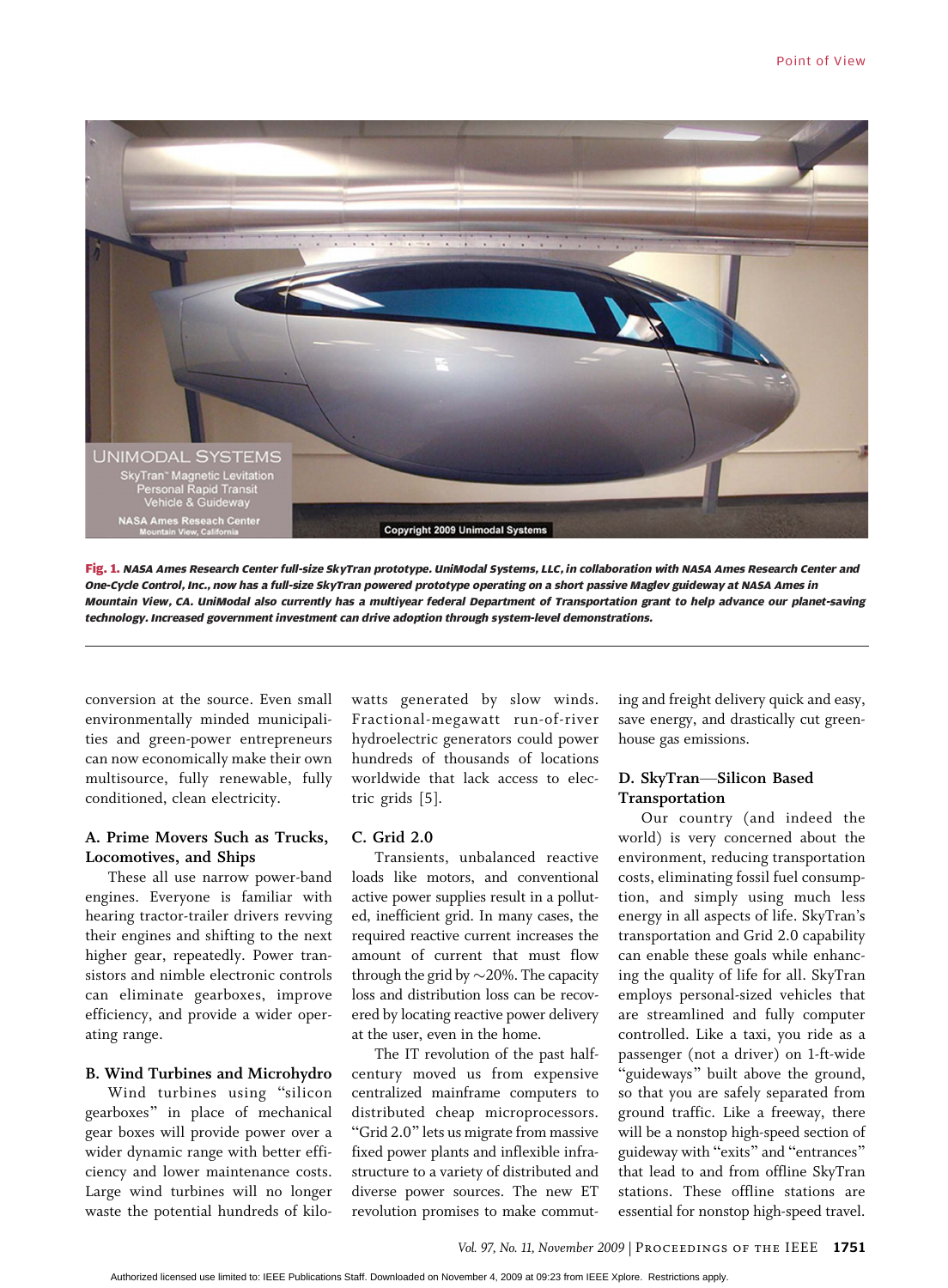Fig. 1. *NASA Ames Research Center full-size SkyTran prototype. UniModal Systems, LLC, in collaboration with NASA Ames Research Center and One-Cycle Control, Inc., now has a full-size SkyTran powered prototype operating on a short passive Maglev guideway at NASA Ames in Mountain View, CA. UniModal also currently has a multiyear federal Department of Transportation grant to help advance our planet-saving technology. Increased government investment can drive adoption through system-level demonstrations.*

conversion at the source. Even small environmentally minded municipalities and green-power entrepreneurs can now economically make their own multisource, fully renewable, fully conditioned, clean electricity.

### A. Prime Movers Such as Trucks, Locomotives, and Ships

These all use narrow power-band engines. Everyone is familiar with hearing tractor-trailer drivers revving their engines and shifting to the next higher gear, repeatedly. Power transistors and nimble electronic controls can eliminate gearboxes, improve efficiency, and provide a wider operating range.

### B. Wind Turbines and Microhydro

Wind turbines using "silicon gearboxes" in place of mechanical gear boxes will provide power over a wider dynamic range with better efficiency and lower maintenance costs. Large wind turbines will no longer waste the potential hundreds of kilowatts generated by slow winds. Fractional-megawatt run-of-river hydroelectric generators could power hundreds of thousands of locations worldwide that lack access to electric grids [5].

### C. Grid 2.0

Transients, unbalanced reactive loads like motors, and conventional active power supplies result in a polluted, inefficient grid. In many cases, the required reactive current increases the amount of current that must flow through the grid by $\sim$20%. The capacity loss and distribution loss can be recovered by locating reactive power delivery at the user, even in the home.

The IT revolution of the past half-century moved us from expensive centralized mainframe computers to distributed cheap microprocessors. "Grid 2.0" lets us migrate from massive fixed power plants and inflexible infrastructure to a variety of distributed and diverse power sources. The new ET revolution promises to make commuting and freight delivery quick and easy, save energy, and drastically cut greenhouse gas emissions.

### D. SkyTran—Silicon Based Transportation

Our country (and indeed the world) is very concerned about the environment, reducing transportation costs, eliminating fossil fuel consumption, and simply using much less energy in all aspects of life. SkyTran's transportation and Grid 2.0 capability can enable these goals while enhancing the quality of life for all. SkyTran employs personal-sized vehicles that are streamlined and fully computer controlled. Like a taxi, you ride as a passenger (not a driver) on 1-ft-wide "guideways" built above the ground, so that you are safely separated from ground traffic. Like a freeway, there will be a nonstop high-speed section of guideway with "exits" and "entrances" that lead to and from offline SkyTran stations. These offline stations are essential for nonstop high-speed travel.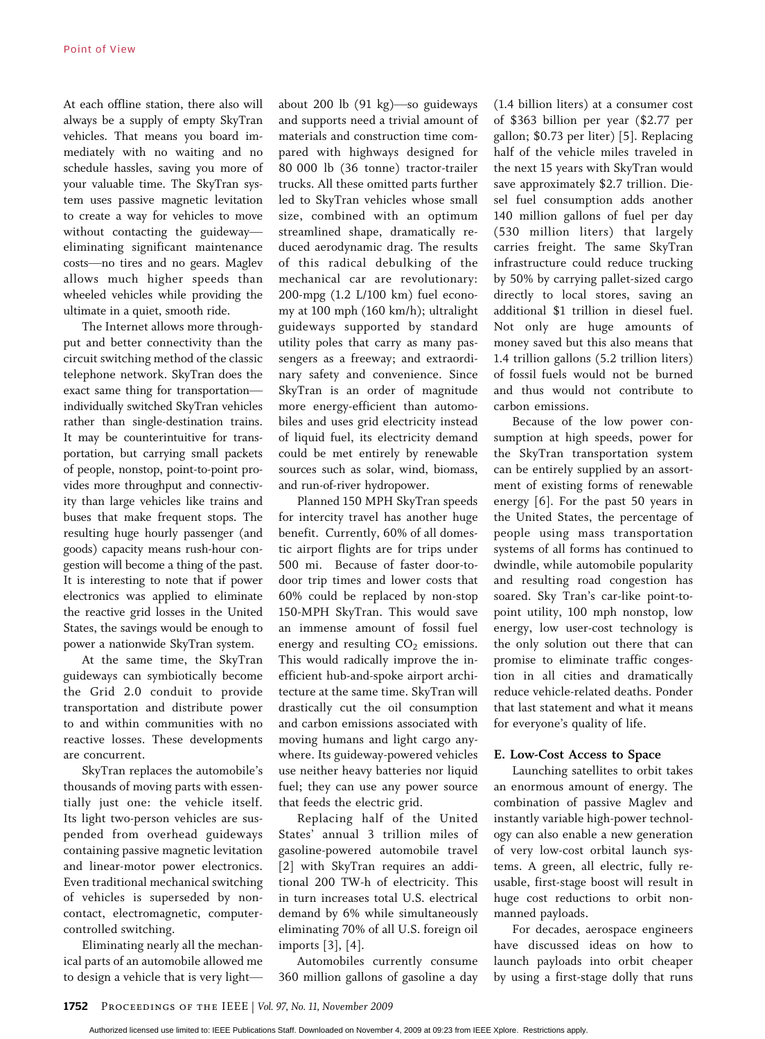At each offline station, there also will always be a supply of empty SkyTran vehicles. That means you board immediately with no waiting and no schedule hassles, saving you more of your valuable time. The SkyTran system uses passive magnetic levitation to create a way for vehicles to move without contacting the guideway—eliminating significant maintenance costs—no tires and no gears. Maglev allows much higher speeds than wheeled vehicles while providing the ultimate in a quiet, smooth ride.

The Internet allows more throughput and better connectivity than the circuit switching method of the classic telephone network. SkyTran does the exact same thing for transportation—individually switched SkyTran vehicles rather than single-destination trains. It may be counterintuitive for transportation, but carrying small packets of people, nonstop, point-to-point provides more throughput and connectivity than large vehicles like trains and buses that make frequent stops. The resulting huge hourly passenger (and goods) capacity means rush-hour congestion will become a thing of the past. It is interesting to note that if power electronics was applied to eliminate the reactive grid losses in the United States, the savings would be enough to power a nationwide SkyTran system.

At the same time, the SkyTran guideways can symbiotically become the Grid 2.0 conduit to provide transportation and distribute power to and within communities with no reactive losses. These developments are concurrent.

SkyTran replaces the automobile's thousands of moving parts with essentially just one: the vehicle itself. Its light two-person vehicles are suspended from overhead guideways containing passive magnetic levitation and linear-motor power electronics. Even traditional mechanical switching of vehicles is superseded by noncontact, electromagnetic, computer-controlled switching.

Eliminating nearly all the mechanical parts of an automobile allowed me to design a vehicle that is very light—about 200 lb (91 kg)—so guideways and supports need a trivial amount of materials and construction time compared with highways designed for 80 000 lb (36 tonne) tractor-trailer trucks. All these omitted parts further led to SkyTran vehicles whose small size, combined with an optimum streamlined shape, dramatically reduced aerodynamic drag. The results of this radical debulking of the mechanical car are revolutionary: 200-mpg (1.2 L/100 km) fuel economy at 100 mph (160 km/h); ultralight guideways supported by standard utility poles that carry as many passengers as a freeway; and extraordinary safety and convenience. Since SkyTran is an order of magnitude more energy-efficient than automobiles and uses grid electricity instead of liquid fuel, its electricity demand could be met entirely by renewable sources such as solar, wind, biomass, and run-of-river hydropower.

Planned 150 MPH SkyTran speeds for intercity travel has another huge benefit. Currently, 60% of all domestic airport flights are for trips under 500 mi. Because of faster door-to-door trip times and lower costs that 60% could be replaced by non-stop 150-MPH SkyTran. This would save an immense amount of fossil fuel energy and resulting $CO_2$ emissions. This would radically improve the inefficient hub-and-spoke airport architecture at the same time. SkyTran will drastically cut the oil consumption and carbon emissions associated with moving humans and light cargo anywhere. Its guideway-powered vehicles use neither heavy batteries nor liquid fuel; they can use any power source that feeds the electric grid.

Replacing half of the United States' annual 3 trillion miles of gasoline-powered automobile travel [2] with SkyTran requires an additional 200 TW-h of electricity. This in turn increases total U.S. electrical demand by 6% while simultaneously eliminating 70% of all U.S. foreign oil imports [3], [4].

Automobiles currently consume 360 million gallons of gasoline a day (1.4 billion liters) at a consumer cost of \$363 billion per year (\$2.77 per gallon; \$0.73 per liter) [5]. Replacing half of the vehicle miles traveled in the next 15 years with SkyTran would save approximately \$2.7 trillion. Diesel fuel consumption adds another 140 million gallons of fuel per day (530 million liters) that largely carries freight. The same SkyTran infrastructure could reduce trucking by 50% by carrying pallet-sized cargo directly to local stores, saving an additional \$1 trillion in diesel fuel. Not only are huge amounts of money saved but this also means that 1.4 trillion gallons (5.2 trillion liters) of fossil fuels would not be burned and thus would not contribute to carbon emissions.

Because of the low power consumption at high speeds, power for the SkyTran transportation system can be entirely supplied by an assortment of existing forms of renewable energy [6]. For the past 50 years in the United States, the percentage of people using mass transportation systems of all forms has continued to dwindle, while automobile popularity and resulting road congestion has soared. Sky Tran's car-like point-to-point utility, 100 mph nonstop, low energy, low user-cost technology is the only solution out there that can promise to eliminate traffic congestion in all cities and dramatically reduce vehicle-related deaths. Ponder that last statement and what it means for everyone's quality of life.

### E. Low-Cost Access to Space

Launching satellites to orbit takes an enormous amount of energy. The combination of passive Maglev and instantly variable high-power technology can also enable a new generation of very low-cost orbital launch systems. A green, all electric, fully reusable, first-stage boost will result in huge cost reductions to orbit nonmanned payloads.

For decades, aerospace engineers have discussed ideas on how to launch payloads into orbit cheaper by using a first-stage dolly that runs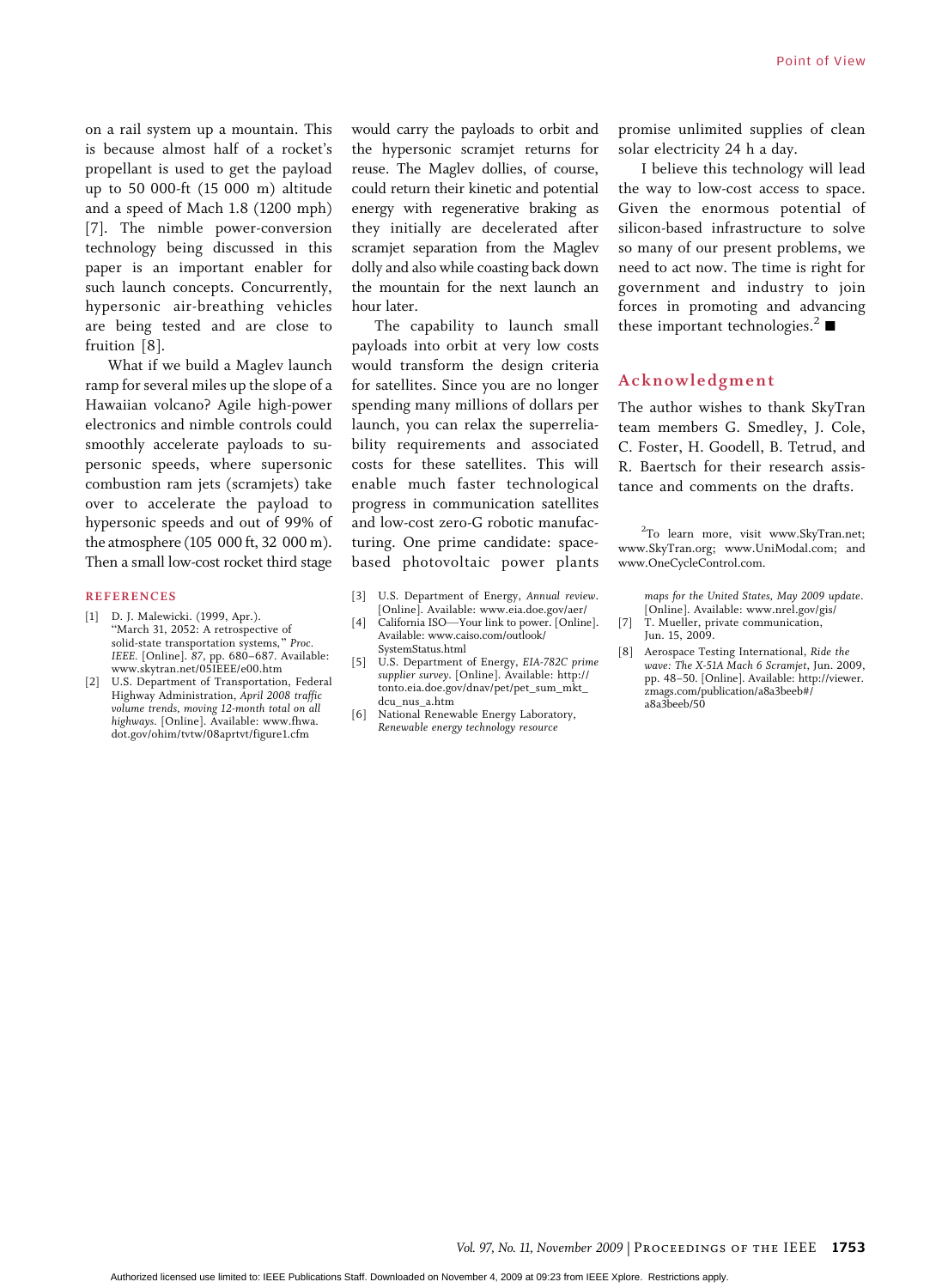on a rail system up a mountain. This is because almost half of a rocket's propellant is used to get the payload up to 50 000-ft (15 000 m) altitude and a speed of Mach 1.8 (1200 mph) [7]. The nimble power-conversion technology being discussed in this paper is an important enabler for such launch concepts. Concurrently, hypersonic air-breathing vehicles are being tested and are close to fruition [8].

What if we build a Maglev launch ramp for several miles up the slope of a Hawaiian volcano? Agile high-power electronics and nimble controls could smoothly accelerate payloads to supersonic speeds, where supersonic combustion ram jets (scramjets) take over to accelerate the payload to hypersonic speeds and out of 99% of the atmosphere (105 000 ft, 32 000 m). Then a small low-cost rocket third stage would carry the payloads to orbit and the hypersonic scramjet returns for reuse. The Maglev dollies, of course, could return their kinetic and potential energy with regenerative braking as they initially are decelerated after scramjet separation from the Maglev dolly and also while coasting back down the mountain for the next launch an hour later.

The capability to launch small payloads into orbit at very low costs would transform the design criteria for satellites. Since you are no longer spending many millions of dollars per launch, you can relax the superreliability requirements and associated costs for these satellites. This will enable much faster technological progress in communication satellites and low-cost zero-G robotic manufacturing. One prime candidate: space-based photovoltaic power plants promise unlimited supplies of clean solar electricity 24 h a day.

I believe this technology will lead the way to low-cost access to space. Given the enormous potential of silicon-based infrastructure to solve so many of our present problems, we need to act now. The time is right for government and industry to join forces in promoting and advancing these important technologies.[2] ■

## Acknowledgment

The author wishes to thank SkyTran team members G. Smedley, J. Cole, C. Foster, H. Goodell, B. Tetrud, and R. Baertsch for their research assistance and comments on the drafts.

[2] To learn more, visit www.SkyTran.net; www.SkyTran.org; www.UniModal.com; and www.OneCycleControl.com.

## REFERENCES

[1] D. J. Malewicki. (1999, Apr.). "March 31, 2052: A retrospective of solid-state transportation systems," *Proc. IEEE*. [Online]. *87*, pp. 680–687. Available: www.skytran.net/05IEEE/e00.htm

[2] U.S. Department of Transportation, Federal Highway Administration, *April 2008 traffic volume trends, moving 12-month total on all highways*. [Online]. Available: www.fhwa.dot.gov/ohim/tvtw/08aprtvt/figure1.cfm

[3] U.S. Department of Energy, *Annual review*. [Online]. Available: www.eia.doe.gov/aer/

[4] California ISO—Your link to power. [Online]. Available: www.caiso.com/outlook/SystemStatus.html

[5] U.S. Department of Energy, *EIA-782C prime supplier survey*. [Online]. Available: http://tonto.eia.doe.gov/dnav/pet/pet_sum_mkt_dcu_nus_a.htm

[6] National Renewable Energy Laboratory, *Renewable energy technology resource maps for the United States, May 2009 update*. [Online]. Available: www.nrel.gov/gis/

[7] T. Mueller, private communication, Jun. 15, 2009.

[8] Aerospace Testing International, *Ride the wave: The X-51A Mach 6 Scramjet*, Jun. 2009, pp. 48–50. [Online]. Available: http://viewer.zmags.com/publication/a8a3beeb#/a8a3beeb/50